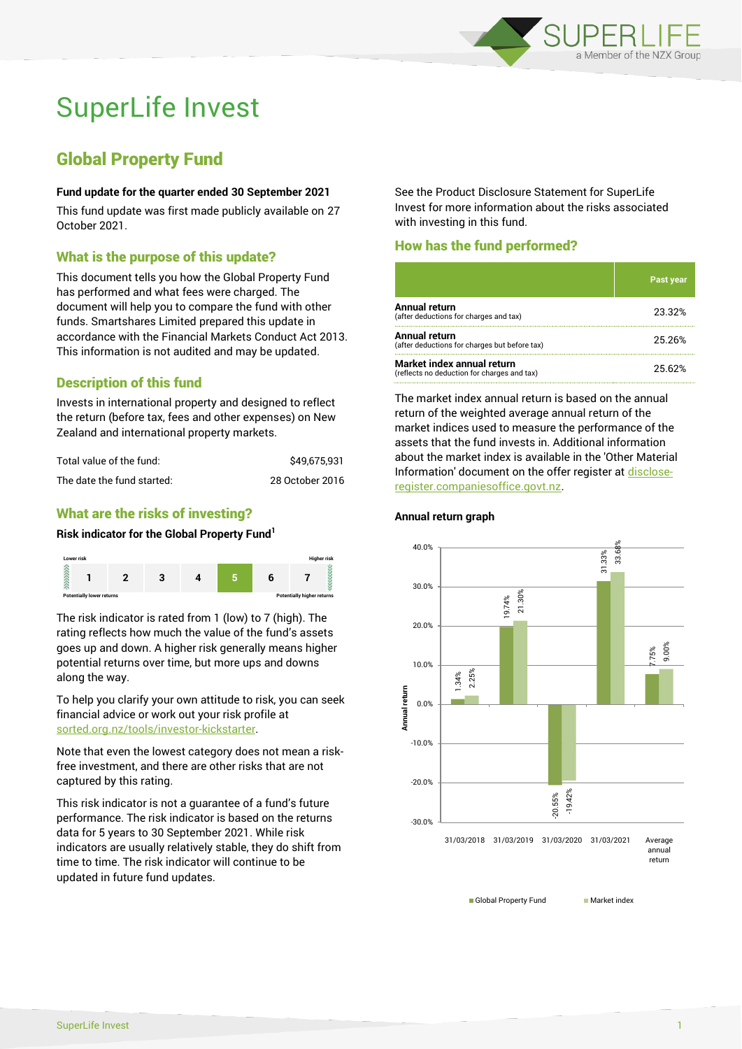# SuperLife Invest

## Global Property Fund

**Fund update for the quarter ended 30 September 2021**

This fund update was first made publicly available on 27 October 2021.

### What is the purpose of this update?

This document tells you how the Global Property Fund has performed and what fees were charged. The document will help you to compare the fund with other funds. Smartshares Limited prepared this update in accordance with the Financial Markets Conduct Act 2013. This information is not audited and may be updated.

### Description of this fund

Invests in international property and designed to reflect the return (before tax, fees and other expenses) on New Zealand and international property markets.

| | |
|---|---|
| Total value of the fund: | $49,675,931 |
| The date the fund started: | 28 October 2016 |

### What are the risks of investing?

**Risk indicator for the Global Property Fund[1]**

| Lower risk | | | | | | Higher risk |
|---|---|---|---|---|---|---|
| 1 | 2 | 3 | 4 | **5** | 6 | 7 |
| Potentially lower returns | | | | | | Potentially higher returns |

The risk indicator is rated from 1 (low) to 7 (high). The rating reflects how much the value of the fund's assets goes up and down. A higher risk generally means higher potential returns over time, but more ups and downs along the way.

To help you clarify your own attitude to risk, you can seek financial advice or work out your risk profile at sorted.org.nz/tools/investor-kickstarter.

Note that even the lowest category does not mean a risk-free investment, and there are other risks that are not captured by this rating.

This risk indicator is not a guarantee of a fund's future performance. The risk indicator is based on the returns data for 5 years to 30 September 2021. While risk indicators are usually relatively stable, they do shift from time to time. The risk indicator will continue to be updated in future fund updates.

See the Product Disclosure Statement for SuperLife Invest for more information about the risks associated with investing in this fund.

### How has the fund performed?

| | Past year |
|---|---|
| **Annual return** (after deductions for charges and tax) | 23.32% |
| **Annual return** (after deductions for charges but before tax) | 25.26% |
| **Market index annual return** (reflects no deduction for charges and tax) | 25.62% |

The market index annual return is based on the annual return of the weighted average annual return of the market indices used to measure the performance of the assets that the fund invests in. Additional information about the market index is available in the 'Other Material Information' document on the offer register at disclose-register.companiesoffice.govt.nz.

**Annual return graph**

| | Global Property Fund | Market index |
|---|---|---|
| 31/03/2018 | 1.34% | 2.25% |
| 31/03/2019 | 19.74% | 21.30% |
| 31/03/2020 | -20.55% | -19.42% |
| 31/03/2021 | 31.33% | 33.68% |
| Average annual return | 7.75% | 9.00% |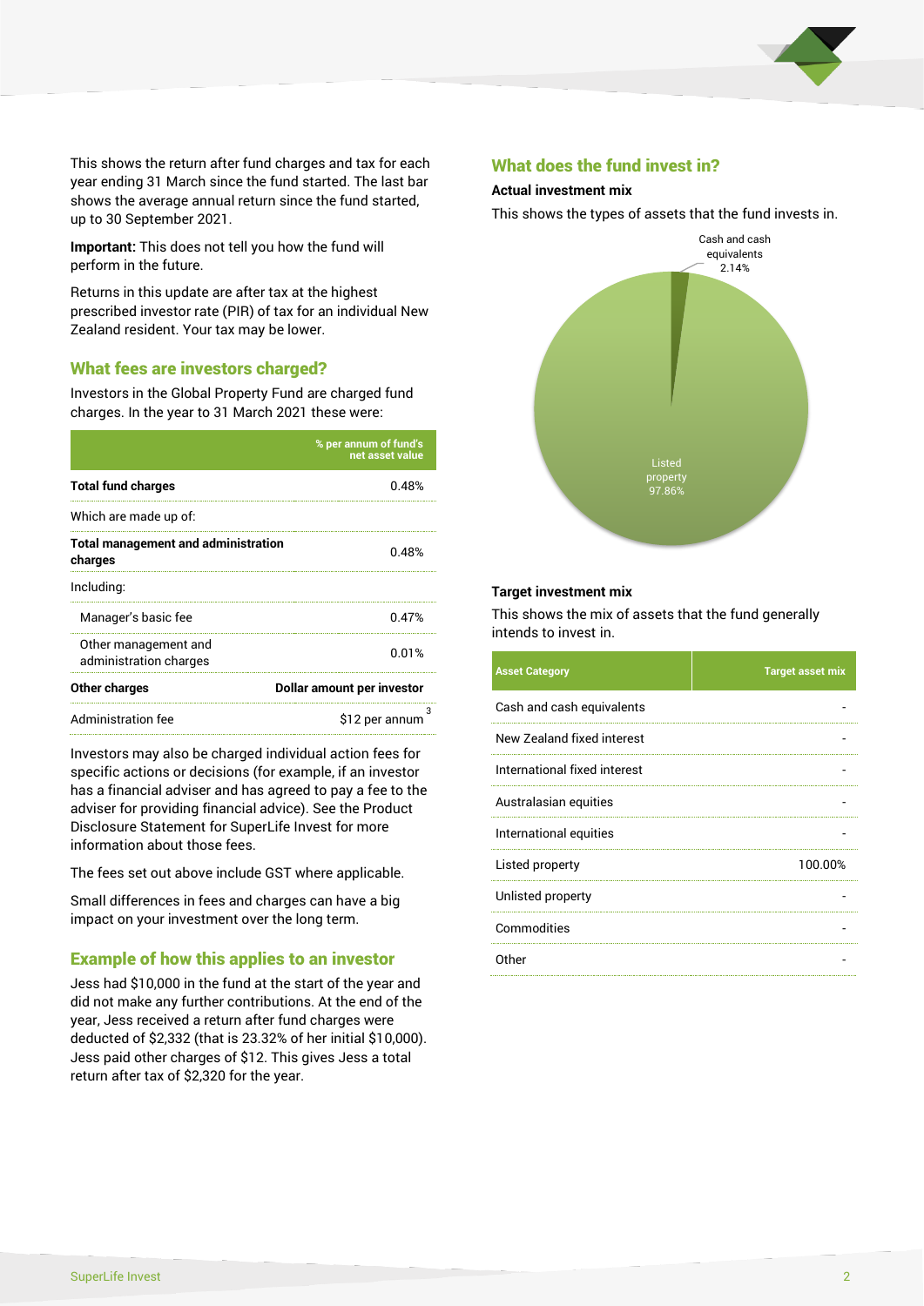This shows the return after fund charges and tax for each year ending 31 March since the fund started. The last bar shows the average annual return since the fund started, up to 30 September 2021.

**Important:** This does not tell you how the fund will perform in the future.

Returns in this update are after tax at the highest prescribed investor rate (PIR) of tax for an individual New Zealand resident. Your tax may be lower.

## What fees are investors charged?

Investors in the Global Property Fund are charged fund charges. In the year to 31 March 2021 these were:

| | % per annum of fund's net asset value |
|---|---|
| **Total fund charges** | 0.48% |
| Which are made up of: | |
| **Total management and administration charges** | 0.48% |
| Including: | |
| Manager's basic fee | 0.47% |
| Other management and administration charges | 0.01% |
| **Other charges** | **Dollar amount per investor** |
| Administration fee | $12 per annum [3] |

Investors may also be charged individual action fees for specific actions or decisions (for example, if an investor has a financial adviser and has agreed to pay a fee to the adviser for providing financial advice). See the Product Disclosure Statement for SuperLife Invest for more information about those fees.

The fees set out above include GST where applicable.

Small differences in fees and charges can have a big impact on your investment over the long term.

## Example of how this applies to an investor

Jess had $10,000 in the fund at the start of the year and did not make any further contributions. At the end of the year, Jess received a return after fund charges were deducted of $2,332 (that is 23.32% of her initial $10,000). Jess paid other charges of $12. This gives Jess a total return after tax of $2,320 for the year.

## What does the fund invest in?

### Actual investment mix

This shows the types of assets that the fund invests in.

Cash and cash equivalents 2.14%

Listed property 97.86%

### Target investment mix

This shows the mix of assets that the fund generally intends to invest in.

| Asset Category | Target asset mix |
|---|---|
| Cash and cash equivalents | - |
| New Zealand fixed interest | - |
| International fixed interest | - |
| Australasian equities | - |
| International equities | - |
| Listed property | 100.00% |
| Unlisted property | - |
| Commodities | - |
| Other | - |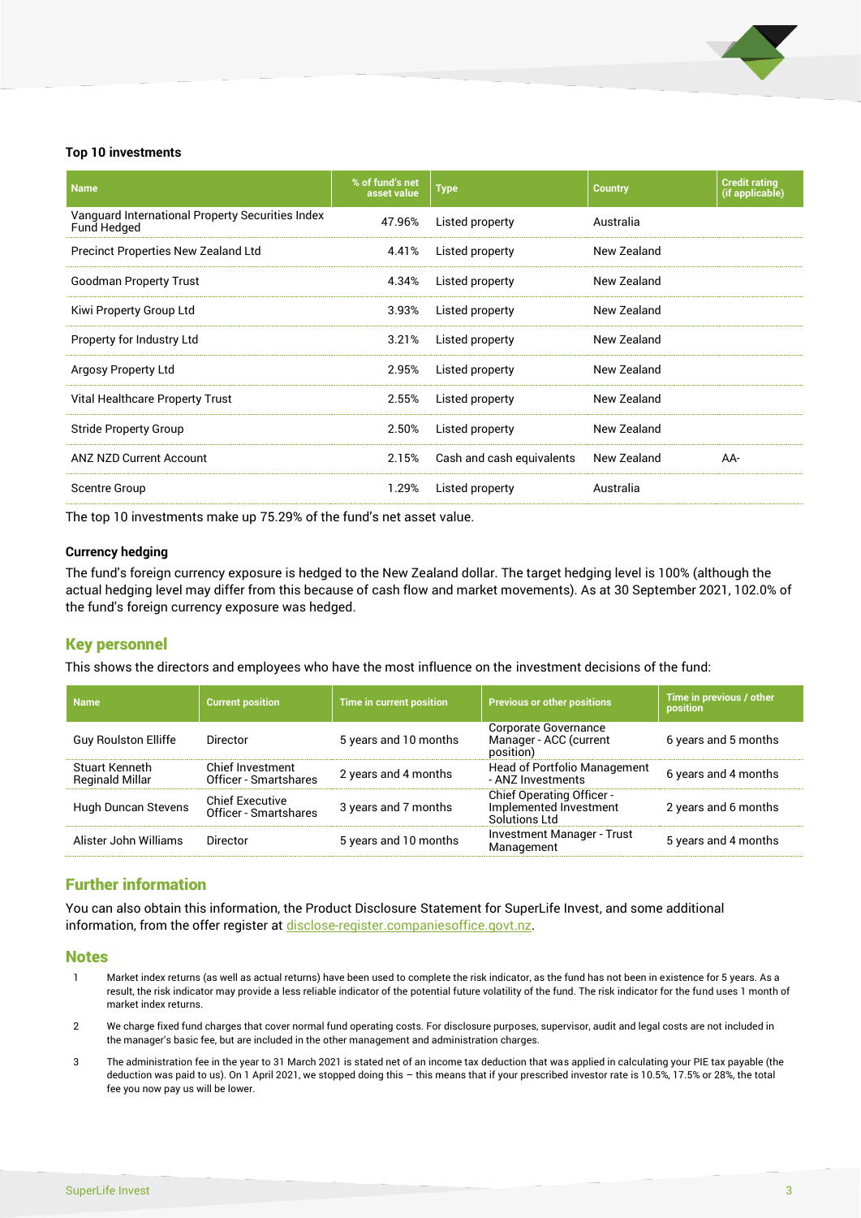### Top 10 investments

| Name | % of fund's net asset value | Type | Country | Credit rating (if applicable) |
|---|---|---|---|---|
| Vanguard International Property Securities Index Fund Hedged | 47.96% | Listed property | Australia | |
| Precinct Properties New Zealand Ltd | 4.41% | Listed property | New Zealand | |
| Goodman Property Trust | 4.34% | Listed property | New Zealand | |
| Kiwi Property Group Ltd | 3.93% | Listed property | New Zealand | |
| Property for Industry Ltd | 3.21% | Listed property | New Zealand | |
| Argosy Property Ltd | 2.95% | Listed property | New Zealand | |
| Vital Healthcare Property Trust | 2.55% | Listed property | New Zealand | |
| Stride Property Group | 2.50% | Listed property | New Zealand | |
| ANZ NZD Current Account | 2.15% | Cash and cash equivalents | New Zealand | AA- |
| Scentre Group | 1.29% | Listed property | Australia | |

The top 10 investments make up 75.29% of the fund's net asset value.

### Currency hedging

The fund's foreign currency exposure is hedged to the New Zealand dollar. The target hedging level is 100% (although the actual hedging level may differ from this because of cash flow and market movements). As at 30 September 2021, 102.0% of the fund's foreign currency exposure was hedged.

## Key personnel

This shows the directors and employees who have the most influence on the investment decisions of the fund:

| Name | Current position | Time in current position | Previous or other positions | Time in previous / other position |
|---|---|---|---|---|
| Guy Roulston Elliffe | Director | 5 years and 10 months | Corporate Governance Manager - ACC (current position) | 6 years and 5 months |
| Stuart Kenneth Reginald Millar | Chief Investment Officer - Smartshares | 2 years and 4 months | Head of Portfolio Management - ANZ Investments | 6 years and 4 months |
| Hugh Duncan Stevens | Chief Executive Officer - Smartshares | 3 years and 7 months | Chief Operating Officer - Implemented Investment Solutions Ltd | 2 years and 6 months |
| Alister John Williams | Director | 5 years and 10 months | Investment Manager - Trust Management | 5 years and 4 months |

## Further information

You can also obtain this information, the Product Disclosure Statement for SuperLife Invest, and some additional information, from the offer register at disclose-register.companiesoffice.govt.nz.

## Notes

1. Market index returns (as well as actual returns) have been used to complete the risk indicator, as the fund has not been in existence for 5 years. As a result, the risk indicator may provide a less reliable indicator of the potential future volatility of the fund. The risk indicator for the fund uses 1 month of market index returns.
2. We charge fixed fund charges that cover normal fund operating costs. For disclosure purposes, supervisor, audit and legal costs are not included in the manager's basic fee, but are included in the other management and administration charges.
3. The administration fee in the year to 31 March 2021 is stated net of an income tax deduction that was applied in calculating your PIE tax payable (the deduction was paid to us). On 1 April 2021, we stopped doing this – this means that if your prescribed investor rate is 10.5%, 17.5% or 28%, the total fee you now pay us will be lower.